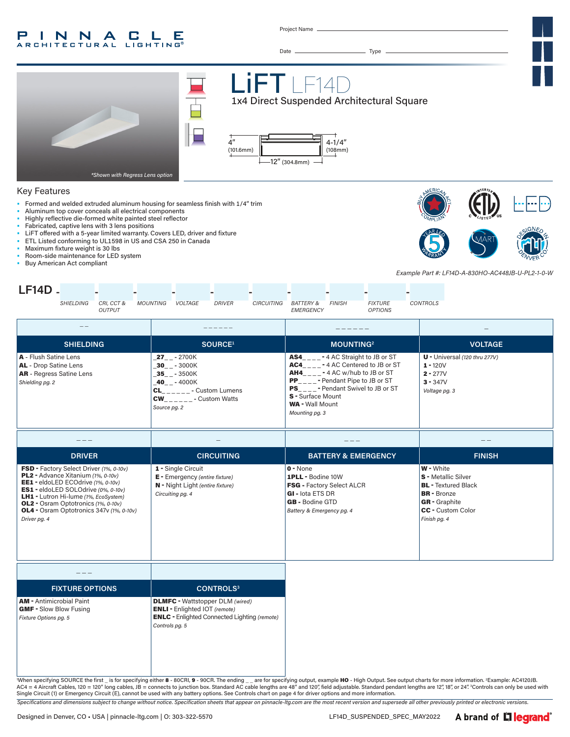PINNACLE ARCHITECTURAL LIGHTING®

Project Name ______________________

Date ______________ Type ______________

# LiFT LF14D

## 1x4 Direct Suspended Architectural Square

4" (101.6mm) | 4-1/4" (108mm) | 12" (304.8mm)

*Shown with Regress Lens option

## Key Features

- Formed and welded extruded aluminum housing for seamless finish with 1/4" trim
- Aluminum top cover conceals all electrical components
- Highly reflective die-formed white painted steel reflector
- Fabricated, captive lens with 3 lens positions
- LiFT offered with a 5-year limited warranty. Covers LED, driver and fixture
- ETL Listed conforming to UL1598 in US and CSA 250 in Canada
- Maximum fixture weight is 30 lbs
- Room-side maintenance for LED system
- Buy American Act compliant

*Example Part #: LF14D-A-830HO-AC448JB-U-PL2-1-0-W*

**LF14D** - SHIELDING - CRI, CCT & OUTPUT - MOUNTING - VOLTAGE - DRIVER - CIRCUITING - BATTERY & EMERGENCY - FINISH - FIXTURE OPTIONS - CONTROLS

| SHIELDING | SOURCE[1] | MOUNTING[2] | VOLTAGE |
|---|---|---|---|
| **A** - Flush Satine Lens<br>**AL** - Drop Satine Lens<br>**AR** - Regress Satine Lens<br>*Shielding pg. 2* | **_27_ _** - 2700K<br>**_30_ _** - 3000K<br>**_35_ _** - 3500K<br>**_40_ _** - 4000K<br>**CL_ _ _ _ _ _** - Custom Lumens<br>**CW_ _ _ _ _ _** - Custom Watts<br>*Source pg. 2* | **AS4_ _ _ _** - 4 AC Straight to JB or ST<br>**AC4_ _ _ _** - 4 AC Centered to JB or ST<br>**AH4_ _ _ _** - 4 AC w/hub to JB or ST<br>**PP_ _ _ _** - Pendant Pipe to JB or ST<br>**PS_ _ _ _** - Pendant Swivel to JB or ST<br>**S** - Surface Mount<br>**WA** - Wall Mount<br>*Mounting pg. 3* | **U** - Universal *(120 thru 277V)*<br>**1** - 120V<br>**2** - 277V<br>**3** - 347V<br>*Voltage pg. 3* |

| DRIVER | CIRCUITING | BATTERY & EMERGENCY | FINISH |
|---|---|---|---|
| **FSD** - Factory Select Driver *(1%, 0-10v)*<br>**PL2** - Advance Xitanium *(1%, 0-10v)*<br>**EE1** - eldoLED ECOdrive *(1%, 0-10v)*<br>**ES1** - eldoLED SOLOdrive *(0%, 0-10v)*<br>**LH1** - Lutron Hi-lume *(1%, EcoSystem)*<br>**OL2** - Osram Optotronics *(1%, 0-10v)*<br>**OL4** - Osram Optotronics 347v *(1%, 0-10v)*<br>*Driver pg. 4* | **1** - Single Circuit<br>**E** - Emergency *(entire fixture)*<br>**N** - Night Light *(entire fixture)*<br>*Circuiting pg. 4* | **0** - None<br>**1PLL** - Bodine 10W<br>**FSG** - Factory Select ALCR<br>**GI** - Iota ETS DR<br>**GB** - Bodine GTD<br>*Battery & Emergency pg. 4* | **W** - White<br>**S** - Metallic Silver<br>**BL** - Textured Black<br>**BR** - Bronze<br>**GR** - Graphite<br>**CC** - Custom Color<br>*Finish pg. 4* |

| FIXTURE OPTIONS | CONTROLS[3] |
|---|---|
| **AM** - Antimicrobial Paint<br>**GMF** - Slow Blow Fusing<br>*Fixture Options pg. 5* | **DLMFC** - Wattstopper DLM *(wired)*<br>**ENLI** - Enlighted IOT *(remote)*<br>**ENLC** - Enlighted Connected Lighting *(remote)*<br>*Controls pg. 5* |

[1]When specifying SOURCE the first _ is for specifying either **8** - 80CRI, **9** - 90CR. The ending _ _ are for specifying output, example **HO** - High Output. See output charts for more information. [2]Example: AC4120JB. AC4 = 4 Aircraft Cables, 120 = 120" long cables, JB = connects to junction box. Standard AC cable lengths are 48" and 120", field adjustable. Standard pendant lengths are 12", 18", or 24". [3]Controls can only be used with Single Circuit (1) or Emergency Circuit (E), cannot be used with any battery options. See Controls chart on page 4 for driver options and more information.

*Specifications and dimensions subject to change without notice. Specification sheets that appear on pinnacle-ltg.com are the most recent version and supersede all other previously printed or electronic versions.*

Designed in Denver, CO • USA | pinnacle-ltg.com | O: 303-322-5570 — LF14D_SUSPENDED_SPEC_MAY2022 — A brand of legrand®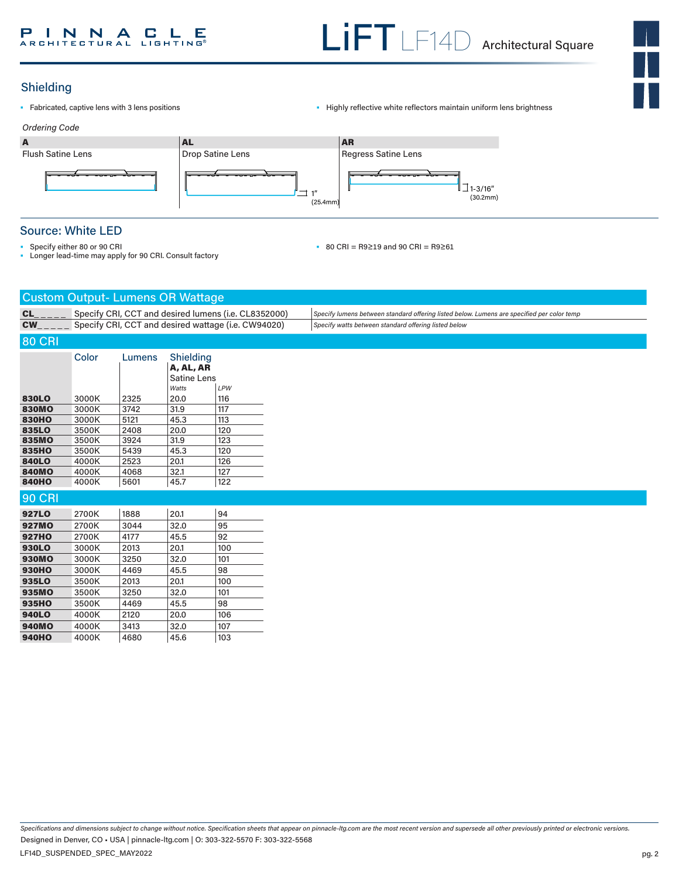## Shielding

- Fabricated, captive lens with 3 lens positions
- Highly reflective white reflectors maintain uniform lens brightness

*Ordering Code*

| A | AL | AR |
|---|---|---|
| Flush Satine Lens | Drop Satine Lens | Regress Satine Lens |
| | 1" (25.4mm) | 1-3/16" (30.2mm) |

## Source: White LED

- Specify either 80 or 90 CRI
- Longer lead-time may apply for 90 CRI. Consult factory
- 80 CRI = R9≥19 and 90 CRI = R9≥61

## Custom Output- Lumens OR Wattage

| | | |
|---|---|---|
| **CL_ _ _ _ _** | Specify CRI, CCT and desired lumens (i.e. CL8352000) | *Specify lumens between standard offering listed below. Lumens are specified per color temp* |
| **CW_ _ _ _ _** | Specify CRI, CCT and desired wattage (i.e. CW94020) | *Specify watts between standard offering listed below* |

## 80 CRI

| | Color | Lumens | Shielding **A, AL, AR** Satine Lens | |
|---|---|---|---|---|
| | | | *Watts* | *LPW* |
| **830LO** | 3000K | 2325 | 20.0 | 116 |
| **830MO** | 3000K | 3742 | 31.9 | 117 |
| **830HO** | 3000K | 5121 | 45.3 | 113 |
| **835LO** | 3500K | 2408 | 20.0 | 120 |
| **835MO** | 3500K | 3924 | 31.9 | 123 |
| **835HO** | 3500K | 5439 | 45.3 | 120 |
| **840LO** | 4000K | 2523 | 20.1 | 126 |
| **840MO** | 4000K | 4068 | 32.1 | 127 |
| **840HO** | 4000K | 5601 | 45.7 | 122 |

## 90 CRI

| | Color | Lumens | Watts | LPW |
|---|---|---|---|---|
| **927LO** | 2700K | 1888 | 20.1 | 94 |
| **927MO** | 2700K | 3044 | 32.0 | 95 |
| **927HO** | 2700K | 4177 | 45.5 | 92 |
| **930LO** | 3000K | 2013 | 20.1 | 100 |
| **930MO** | 3000K | 3250 | 32.0 | 101 |
| **930HO** | 3000K | 4469 | 45.5 | 98 |
| **935LO** | 3500K | 2013 | 20.1 | 100 |
| **935MO** | 3500K | 3250 | 32.0 | 101 |
| **935HO** | 3500K | 4469 | 45.5 | 98 |
| **940LO** | 4000K | 2120 | 20.0 | 106 |
| **940MO** | 4000K | 3413 | 32.0 | 107 |
| **940HO** | 4000K | 4680 | 45.6 | 103 |

*Specifications and dimensions subject to change without notice. Specification sheets that appear on pinnacle-ltg.com are the most recent version and supersede all other previously printed or electronic versions.*

Designed in Denver, CO • USA | pinnacle-ltg.com | O: 303-322-5570 F: 303-322-5568

LF14D_SUSPENDED_SPEC_MAY2022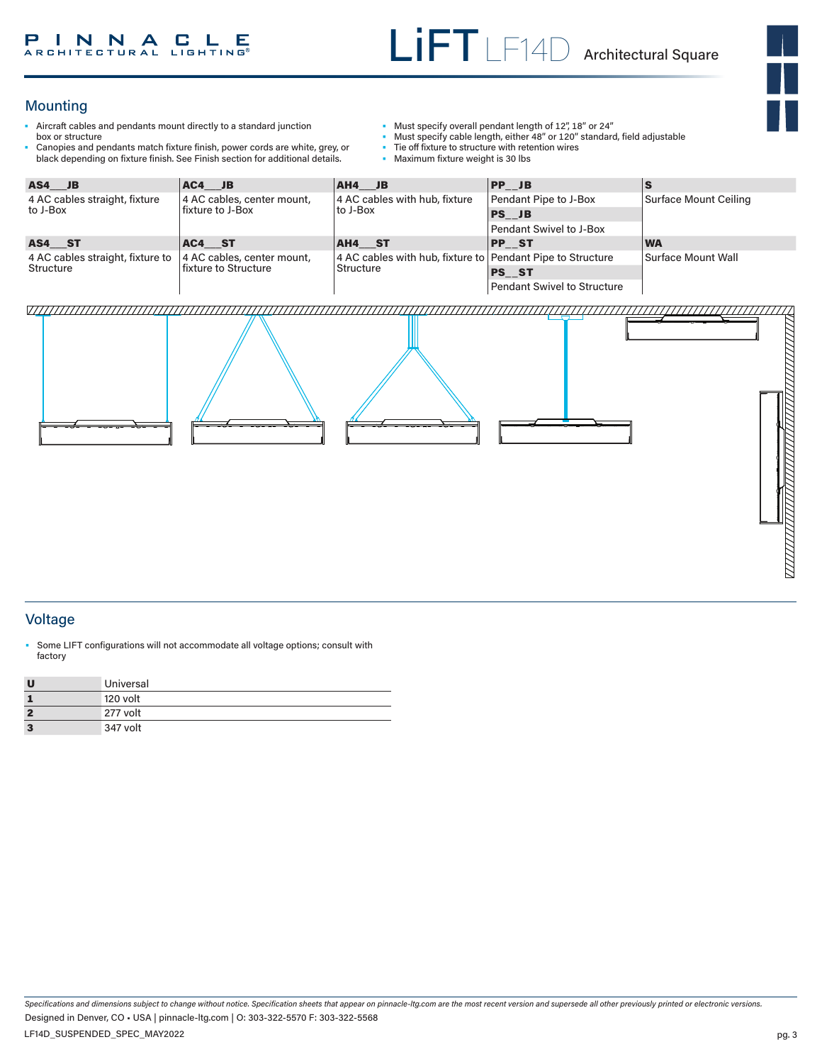## Mounting

- Aircraft cables and pendants mount directly to a standard junction box or structure
- Canopies and pendants match fixture finish, power cords are white, grey, or black depending on fixture finish. See Finish section for additional details.
- Must specify overall pendant length of 12", 18" or 24"
- Must specify cable length, either 48" or 120" standard, field adjustable
- Tie off fixture to structure with retention wires
- Maximum fixture weight is 30 lbs

| AS4__JB | AC4__JB | AH4__JB | PP__JB | S |
|---|---|---|---|---|
| 4 AC cables straight, fixture to J-Box | 4 AC cables, center mount, fixture to J-Box | 4 AC cables with hub, fixture to J-Box | Pendant Pipe to J-Box | Surface Mount Ceiling |
| | | | **PS__JB** | |
| | | | Pendant Swivel to J-Box | |
| **AS4__ST** | **AC4__ST** | **AH4__ST** | **PP__ST** | **WA** |
| 4 AC cables straight, fixture to Structure | 4 AC cables, center mount, fixture to Structure | 4 AC cables with hub, fixture to Structure | Pendant Pipe to Structure | Surface Mount Wall |
| | | | **PS__ST** | |
| | | | Pendant Swivel to Structure | |

## Voltage

- Some LIFT configurations will not accommodate all voltage options; consult with factory

| | |
|---|---|
| **U** | Universal |
| **1** | 120 volt |
| **2** | 277 volt |
| **3** | 347 volt |

*Specifications and dimensions subject to change without notice. Specification sheets that appear on pinnacle-ltg.com are the most recent version and supersede all other previously printed or electronic versions.*

Designed in Denver, CO • USA | pinnacle-ltg.com | O: 303-322-5570 F: 303-322-5568

LF14D_SUSPENDED_SPEC_MAY2022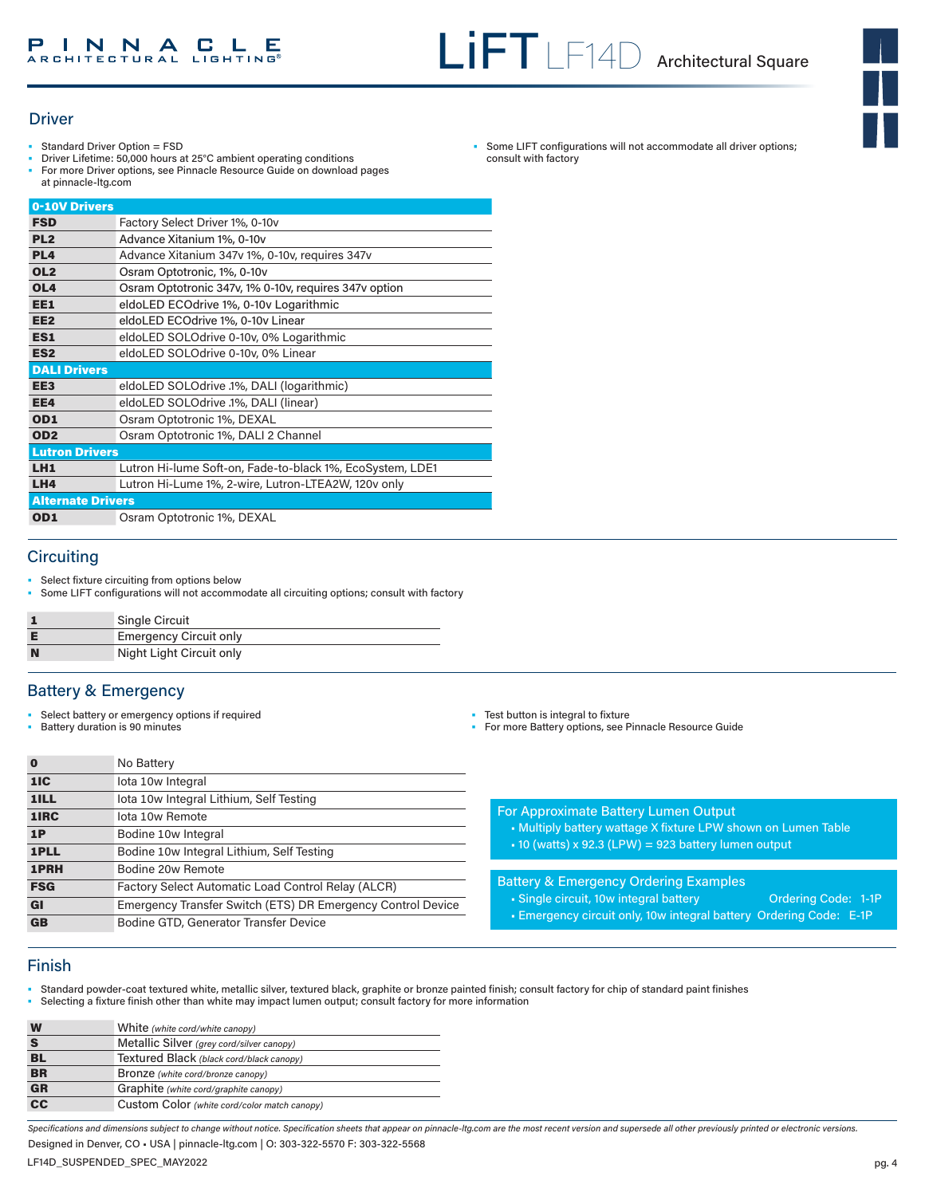## Driver

- Standard Driver Option = FSD
- Driver Lifetime: 50,000 hours at 25°C ambient operating conditions
- For more Driver options, see Pinnacle Resource Guide on download pages at pinnacle-ltg.com
- Some LIFT configurations will not accommodate all driver options; consult with factory

| **0-10V Drivers** | |
|---|---|
| **FSD** | Factory Select Driver 1%, 0-10v |
| **PL2** | Advance Xitanium 1%, 0-10v |
| **PL4** | Advance Xitanium 347v 1%, 0-10v, requires 347v |
| **OL2** | Osram Optotronic, 1%, 0-10v |
| **OL4** | Osram Optotronic 347v, 1% 0-10v, requires 347v option |
| **EE1** | eldoLED ECOdrive 1%, 0-10v Logarithmic |
| **EE2** | eldoLED ECOdrive 1%, 0-10v Linear |
| **ES1** | eldoLED SOLOdrive 0-10v, 0% Logarithmic |
| **ES2** | eldoLED SOLOdrive 0-10v, 0% Linear |
| **DALI Drivers** | |
| **EE3** | eldoLED SOLOdrive .1%, DALI (logarithmic) |
| **EE4** | eldoLED SOLOdrive .1%, DALI (linear) |
| **OD1** | Osram Optotronic 1%, DEXAL |
| **OD2** | Osram Optotronic 1%, DALI 2 Channel |
| **Lutron Drivers** | |
| **LH1** | Lutron Hi-lume Soft-on, Fade-to-black 1%, EcoSystem, LDE1 |
| **LH4** | Lutron Hi-Lume 1%, 2-wire, Lutron-LTEA2W, 120v only |
| **Alternate Drivers** | |
| **OD1** | Osram Optotronic 1%, DEXAL |

## Circuiting

- Select fixture circuiting from options below
- Some LIFT configurations will not accommodate all circuiting options; consult with factory

| | |
|---|---|
| **1** | Single Circuit |
| **E** | Emergency Circuit only |
| **N** | Night Light Circuit only |

## Battery & Emergency

- Select battery or emergency options if required
- Battery duration is 90 minutes
- Test button is integral to fixture
- For more Battery options, see Pinnacle Resource Guide

| | |
|---|---|
| **0** | No Battery |
| **1IC** | Iota 10w Integral |
| **1ILL** | Iota 10w Integral Lithium, Self Testing |
| **1IRC** | Iota 10w Remote |
| **1P** | Bodine 10w Integral |
| **1PLL** | Bodine 10w Integral Lithium, Self Testing |
| **1PRH** | Bodine 20w Remote |
| **FSG** | Factory Select Automatic Load Control Relay (ALCR) |
| **GI** | Emergency Transfer Switch (ETS) DR Emergency Control Device |
| **GB** | Bodine GTD, Generator Transfer Device |

**For Approximate Battery Lumen Output**
- Multiply battery wattage X fixture LPW shown on Lumen Table
- 10 (watts) x 92.3 (LPW) = 923 battery lumen output

**Battery & Emergency Ordering Examples**
- Single circuit, 10w integral battery — Ordering Code: 1-1P
- Emergency circuit only, 10w integral battery — Ordering Code: E-1P

## Finish

- Standard powder-coat textured white, metallic silver, textured black, graphite or bronze painted finish; consult factory for chip of standard paint finishes
- Selecting a fixture finish other than white may impact lumen output; consult factory for more information

| | |
|---|---|
| **W** | White *(white cord/white canopy)* |
| **S** | Metallic Silver *(grey cord/silver canopy)* |
| **BL** | Textured Black *(black cord/black canopy)* |
| **BR** | Bronze *(white cord/bronze canopy)* |
| **GR** | Graphite *(white cord/graphite canopy)* |
| **CC** | Custom Color *(white cord/color match canopy)* |

*Specifications and dimensions subject to change without notice. Specification sheets that appear on pinnacle-ltg.com are the most recent version and supersede all other previously printed or electronic versions.*

Designed in Denver, CO • USA | pinnacle-ltg.com | O: 303-322-5570 F: 303-322-5568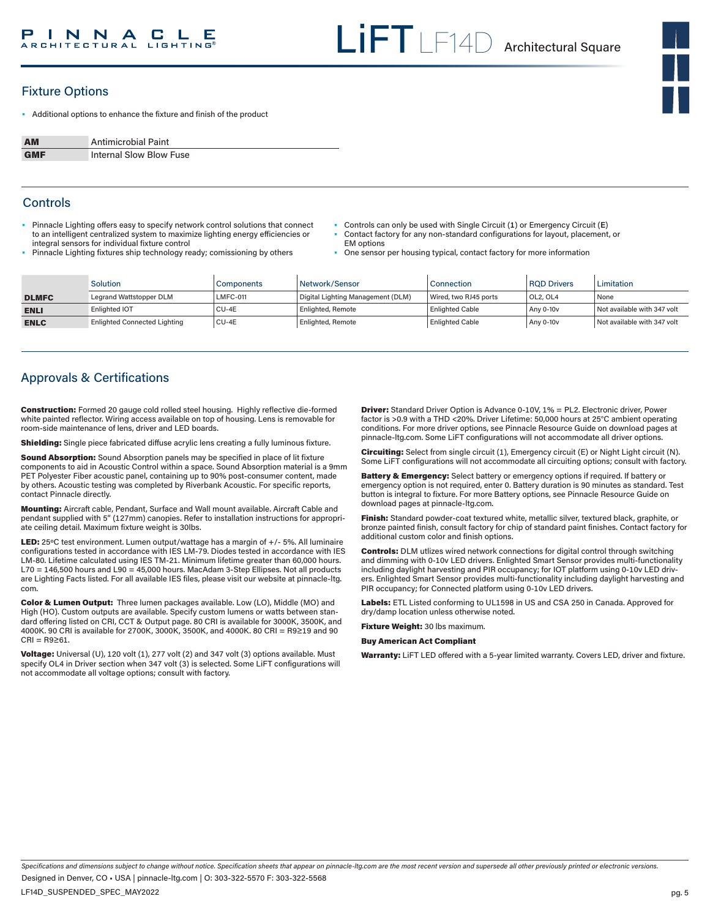## Fixture Options

- Additional options to enhance the fixture and finish of the product

| | |
|---|---|
| **AM** | Antimicrobial Paint |
| **GMF** | Internal Slow Blow Fuse |

## Controls

- Pinnacle Lighting offers easy to specify network control solutions that connect to an intelligent centralized system to maximize lighting energy efficiencies or integral sensors for individual fixture control
- Pinnacle Lighting fixtures ship technology ready; comissioning by others
- Controls can only be used with Single Circuit (**1**) or Emergency Circuit (**E**)
- Contact factory for any non-standard configurations for layout, placement, or EM options
- One sensor per housing typical, contact factory for more information

| | Solution | Components | Network/Sensor | Connection | RQD Drivers | Limitation |
|---|---|---|---|---|---|---|
| **DLMFC** | Legrand Wattstopper DLM | LMFC-011 | Digital Lighting Management (DLM) | Wired, two RJ45 ports | OL2, OL4 | None |
| **ENLI** | Enlighted IOT | CU-4E | Enlighted, Remote | Enlighted Cable | Any 0-10v | Not available with 347 volt |
| **ENLC** | Enlighted Connected Lighting | CU-4E | Enlighted, Remote | Enlighted Cable | Any 0-10v | Not available with 347 volt |

## Approvals & Certifications

**Construction:** Formed 20 gauge cold rolled steel housing. Highly reflective die-formed white painted reflector. Wiring access available on top of housing. Lens is removable for room-side maintenance of lens, driver and LED boards.

**Shielding:** Single piece fabricated diffuse acrylic lens creating a fully luminous fixture.

**Sound Absorption:** Sound Absorption panels may be specified in place of lit fixture components to aid in Acoustic Control within a space. Sound Absorption material is a 9mm PET Polyester Fiber acoustic panel, containing up to 90% post-consumer content, made by others. Acoustic testing was completed by Riverbank Acoustic. For specific reports, contact Pinnacle directly.

**Mounting:** Aircraft cable, Pendant, Surface and Wall mount available. Aircraft Cable and pendant supplied with 5" (127mm) canopies. Refer to installation instructions for appropriate ceiling detail. Maximum fixture weight is 30lbs.

**LED:** 25ºC test environment. Lumen output/wattage has a margin of +/- 5%. All luminaire configurations tested in accordance with IES LM-79. Diodes tested in accordance with IES LM-80. Lifetime calculated using IES TM-21. Minimum lifetime greater than 60,000 hours. L70 = 146,500 hours and L90 = 45,000 hours. MacAdam 3-Step Ellipses. Not all products are Lighting Facts listed. For all available IES files, please visit our website at pinnacle-ltg.com.

**Color & Lumen Output:** Three lumen packages available. Low (LO), Middle (MO) and High (HO). Custom outputs are available. Specify custom lumens or watts between standard offering listed on CRI, CCT & Output page. 80 CRI is available for 3000K, 3500K, and 4000K. 90 CRI is available for 2700K, 3000K, 3500K, and 4000K. 80 CRI = R9≥19 and 90 CRI = R9≥61.

**Voltage:** Universal (U), 120 volt (1), 277 volt (2) and 347 volt (3) options available. Must specify OL4 in Driver section when 347 volt (3) is selected. Some LiFT configurations will not accommodate all voltage options; consult with factory.

**Driver:** Standard Driver Option is Advance 0-10V, 1% = PL2. Electronic driver, Power factor is >0.9 with a THD <20%. Driver Lifetime: 50,000 hours at 25°C ambient operating conditions. For more driver options, see Pinnacle Resource Guide on download pages at pinnacle-ltg.com. Some LiFT configurations will not accommodate all driver options.

**Circuiting:** Select from single circuit (1), Emergency circuit (E) or Night Light circuit (N). Some LiFT configurations will not accommodate all circuiting options; consult with factory.

**Battery & Emergency:** Select battery or emergency options if required. If battery or emergency option is not required, enter 0. Battery duration is 90 minutes as standard. Test button is integral to fixture. For more Battery options, see Pinnacle Resource Guide on download pages at pinnacle-ltg.com.

**Finish:** Standard powder-coat textured white, metallic silver, textured black, graphite, or bronze painted finish, consult factory for chip of standard paint finishes. Contact factory for additional custom color and finish options.

**Controls:** DLM utlizes wired network connections for digital control through switching and dimming with 0-10v LED drivers. Enlighted Smart Sensor provides multi-functionality including daylight harvesting and PIR occupancy; for IOT platform using 0-10v LED drivers. Enlighted Smart Sensor provides multi-functionality including daylight harvesting and PIR occupancy; for Connected platform using 0-10v LED drivers.

**Labels:** ETL Listed conforming to UL1598 in US and CSA 250 in Canada. Approved for dry/damp location unless otherwise noted.

**Fixture Weight:** 30 lbs maximum.

**Buy American Act Compliant**

**Warranty:** LiFT LED offered with a 5-year limited warranty. Covers LED, driver and fixture.

*Specifications and dimensions subject to change without notice. Specification sheets that appear on pinnacle-ltg.com are the most recent version and supersede all other previously printed or electronic versions.*

Designed in Denver, CO • USA | pinnacle-ltg.com | O: 303-322-5570 F: 303-322-5568

LF14D_SUSPENDED_SPEC_MAY2022